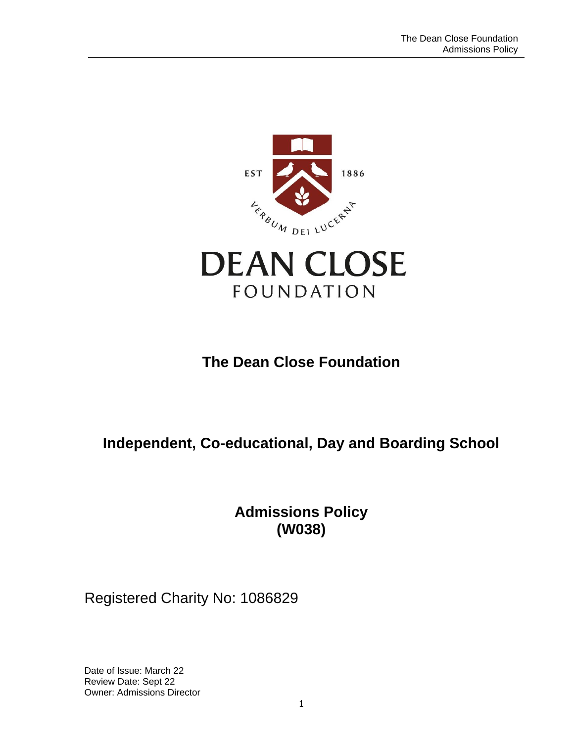# The Dean Close Foundation

## Independent, Co-educational, Day and Boarding School

## Admissions Policy (W038)

Registered Charity No: 1086829

Date of Issue: March 22
Review Date: Sept 22
Owner: Admissions Director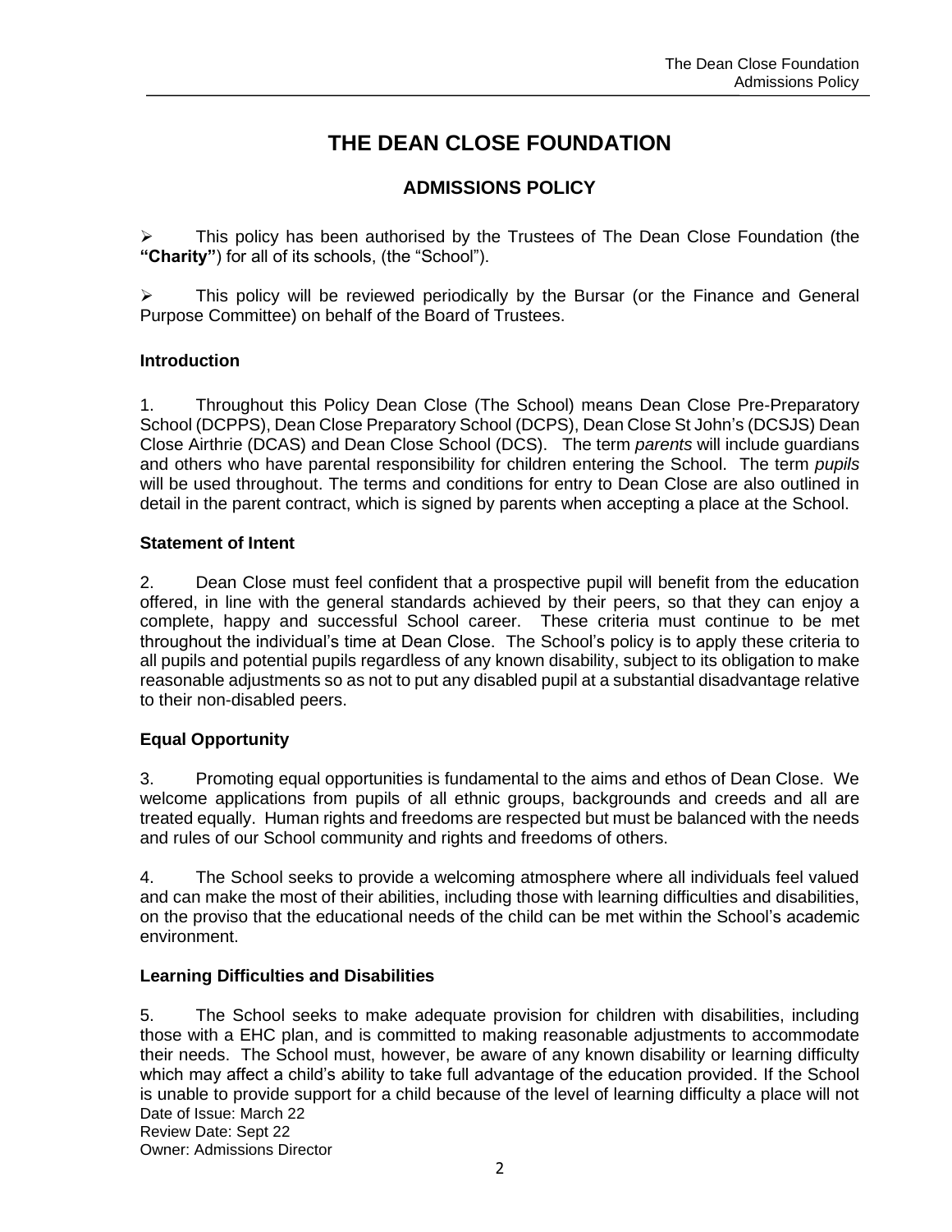# THE DEAN CLOSE FOUNDATION

## ADMISSIONS POLICY

- This policy has been authorised by the Trustees of The Dean Close Foundation (the **"Charity"**) for all of its schools, (the "School").

- This policy will be reviewed periodically by the Bursar (or the Finance and General Purpose Committee) on behalf of the Board of Trustees.

### Introduction

1. Throughout this Policy Dean Close (The School) means Dean Close Pre-Preparatory School (DCPPS), Dean Close Preparatory School (DCPS), Dean Close St John's (DCSJS) Dean Close Airthrie (DCAS) and Dean Close School (DCS). The term *parents* will include guardians and others who have parental responsibility for children entering the School. The term *pupils* will be used throughout. The terms and conditions for entry to Dean Close are also outlined in detail in the parent contract, which is signed by parents when accepting a place at the School.

### Statement of Intent

2. Dean Close must feel confident that a prospective pupil will benefit from the education offered, in line with the general standards achieved by their peers, so that they can enjoy a complete, happy and successful School career. These criteria must continue to be met throughout the individual's time at Dean Close. The School's policy is to apply these criteria to all pupils and potential pupils regardless of any known disability, subject to its obligation to make reasonable adjustments so as not to put any disabled pupil at a substantial disadvantage relative to their non-disabled peers.

### Equal Opportunity

3. Promoting equal opportunities is fundamental to the aims and ethos of Dean Close. We welcome applications from pupils of all ethnic groups, backgrounds and creeds and all are treated equally. Human rights and freedoms are respected but must be balanced with the needs and rules of our School community and rights and freedoms of others.

4. The School seeks to provide a welcoming atmosphere where all individuals feel valued and can make the most of their abilities, including those with learning difficulties and disabilities, on the proviso that the educational needs of the child can be met within the School's academic environment.

### Learning Difficulties and Disabilities

5. The School seeks to make adequate provision for children with disabilities, including those with a EHC plan, and is committed to making reasonable adjustments to accommodate their needs. The School must, however, be aware of any known disability or learning difficulty which may affect a child's ability to take full advantage of the education provided. If the School is unable to provide support for a child because of the level of learning difficulty a place will not

Date of Issue: March 22
Review Date: Sept 22
Owner: Admissions Director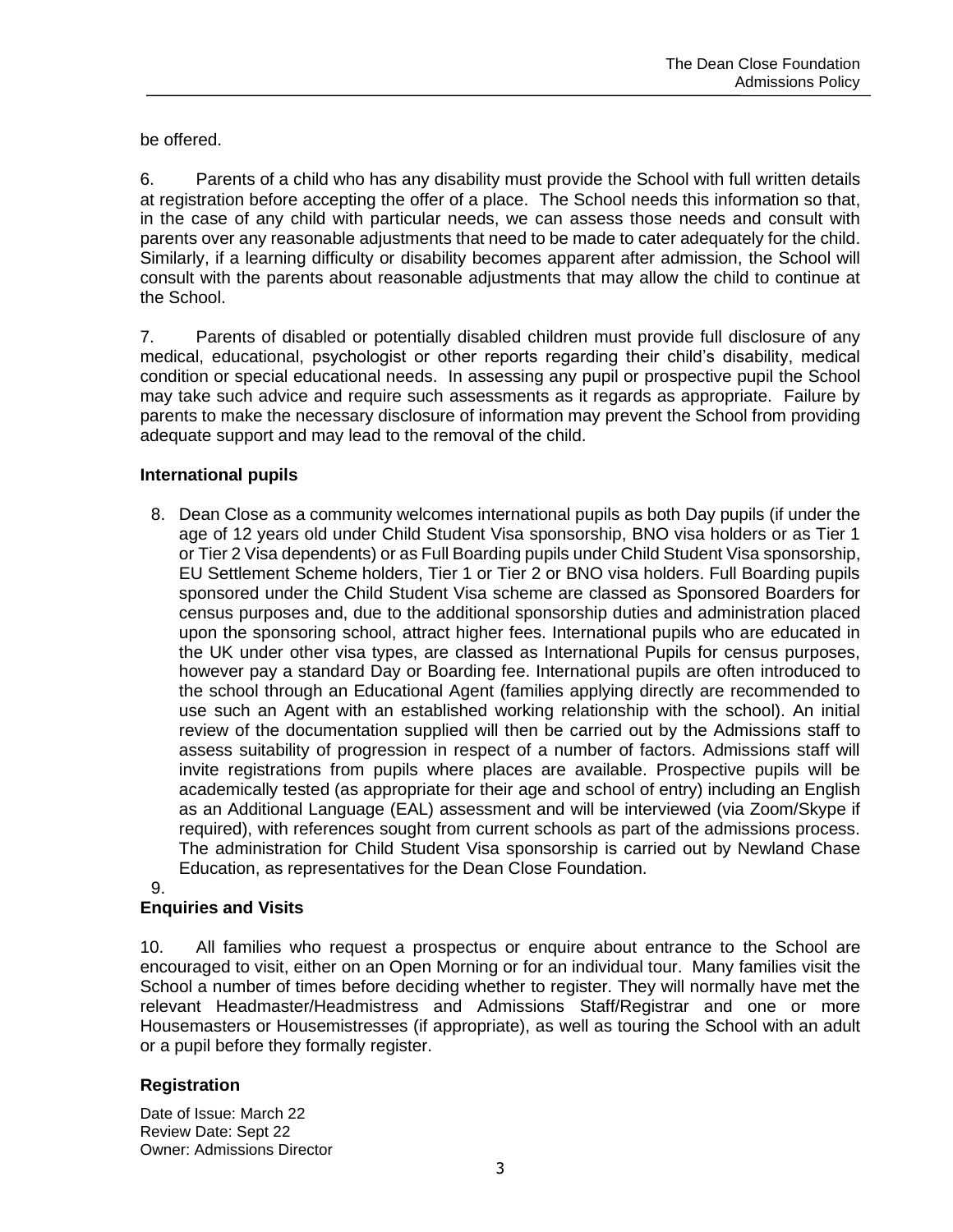be offered.

6. Parents of a child who has any disability must provide the School with full written details at registration before accepting the offer of a place. The School needs this information so that, in the case of any child with particular needs, we can assess those needs and consult with parents over any reasonable adjustments that need to be made to cater adequately for the child. Similarly, if a learning difficulty or disability becomes apparent after admission, the School will consult with the parents about reasonable adjustments that may allow the child to continue at the School.

7. Parents of disabled or potentially disabled children must provide full disclosure of any medical, educational, psychologist or other reports regarding their child's disability, medical condition or special educational needs. In assessing any pupil or prospective pupil the School may take such advice and require such assessments as it regards as appropriate. Failure by parents to make the necessary disclosure of information may prevent the School from providing adequate support and may lead to the removal of the child.

**International pupils**

8. Dean Close as a community welcomes international pupils as both Day pupils (if under the age of 12 years old under Child Student Visa sponsorship, BNO visa holders or as Tier 1 or Tier 2 Visa dependents) or as Full Boarding pupils under Child Student Visa sponsorship, EU Settlement Scheme holders, Tier 1 or Tier 2 or BNO visa holders. Full Boarding pupils sponsored under the Child Student Visa scheme are classed as Sponsored Boarders for census purposes and, due to the additional sponsorship duties and administration placed upon the sponsoring school, attract higher fees. International pupils who are educated in the UK under other visa types, are classed as International Pupils for census purposes, however pay a standard Day or Boarding fee. International pupils are often introduced to the school through an Educational Agent (families applying directly are recommended to use such an Agent with an established working relationship with the school). An initial review of the documentation supplied will then be carried out by the Admissions staff to assess suitability of progression in respect of a number of factors. Admissions staff will invite registrations from pupils where places are available. Prospective pupils will be academically tested (as appropriate for their age and school of entry) including an English as an Additional Language (EAL) assessment and will be interviewed (via Zoom/Skype if required), with references sought from current schools as part of the admissions process. The administration for Child Student Visa sponsorship is carried out by Newland Chase Education, as representatives for the Dean Close Foundation.

9.

**Enquiries and Visits**

10. All families who request a prospectus or enquire about entrance to the School are encouraged to visit, either on an Open Morning or for an individual tour. Many families visit the School a number of times before deciding whether to register. They will normally have met the relevant Headmaster/Headmistress and Admissions Staff/Registrar and one or more Housemasters or Housemistresses (if appropriate), as well as touring the School with an adult or a pupil before they formally register.

**Registration**

Date of Issue: March 22
Review Date: Sept 22
Owner: Admissions Director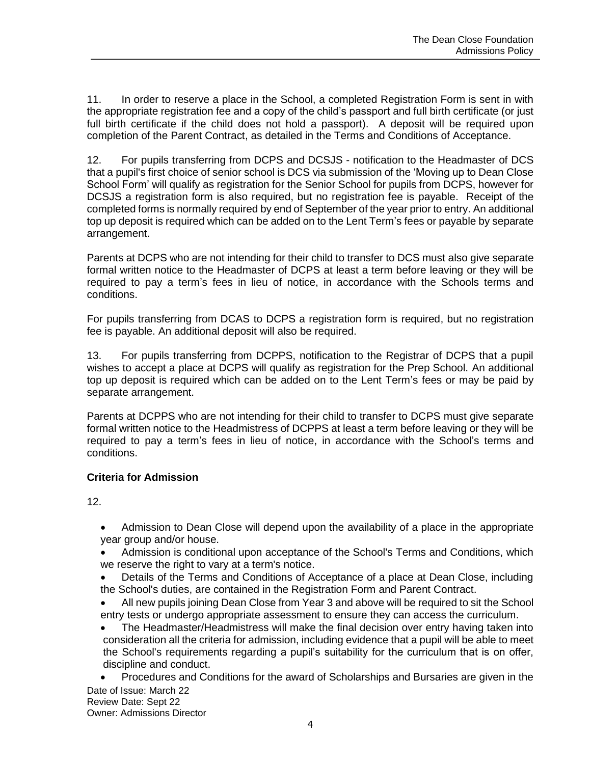11. In order to reserve a place in the School, a completed Registration Form is sent in with the appropriate registration fee and a copy of the child's passport and full birth certificate (or just full birth certificate if the child does not hold a passport). A deposit will be required upon completion of the Parent Contract, as detailed in the Terms and Conditions of Acceptance.

12. For pupils transferring from DCPS and DCSJS - notification to the Headmaster of DCS that a pupil's first choice of senior school is DCS via submission of the 'Moving up to Dean Close School Form' will qualify as registration for the Senior School for pupils from DCPS, however for DCSJS a registration form is also required, but no registration fee is payable. Receipt of the completed forms is normally required by end of September of the year prior to entry. An additional top up deposit is required which can be added on to the Lent Term's fees or payable by separate arrangement.

Parents at DCPS who are not intending for their child to transfer to DCS must also give separate formal written notice to the Headmaster of DCPS at least a term before leaving or they will be required to pay a term's fees in lieu of notice, in accordance with the Schools terms and conditions.

For pupils transferring from DCAS to DCPS a registration form is required, but no registration fee is payable. An additional deposit will also be required.

13. For pupils transferring from DCPPS, notification to the Registrar of DCPS that a pupil wishes to accept a place at DCPS will qualify as registration for the Prep School. An additional top up deposit is required which can be added on to the Lent Term's fees or may be paid by separate arrangement.

Parents at DCPPS who are not intending for their child to transfer to DCPS must give separate formal written notice to the Headmistress of DCPPS at least a term before leaving or they will be required to pay a term's fees in lieu of notice, in accordance with the School's terms and conditions.

**Criteria for Admission**

12.

- Admission to Dean Close will depend upon the availability of a place in the appropriate year group and/or house.
- Admission is conditional upon acceptance of the School's Terms and Conditions, which we reserve the right to vary at a term's notice.
- Details of the Terms and Conditions of Acceptance of a place at Dean Close, including the School's duties, are contained in the Registration Form and Parent Contract.
- All new pupils joining Dean Close from Year 3 and above will be required to sit the School entry tests or undergo appropriate assessment to ensure they can access the curriculum.
- The Headmaster/Headmistress will make the final decision over entry having taken into consideration all the criteria for admission, including evidence that a pupil will be able to meet the School's requirements regarding a pupil's suitability for the curriculum that is on offer, discipline and conduct.
- Procedures and Conditions for the award of Scholarships and Bursaries are given in the

Date of Issue: March 22
Review Date: Sept 22
Owner: Admissions Director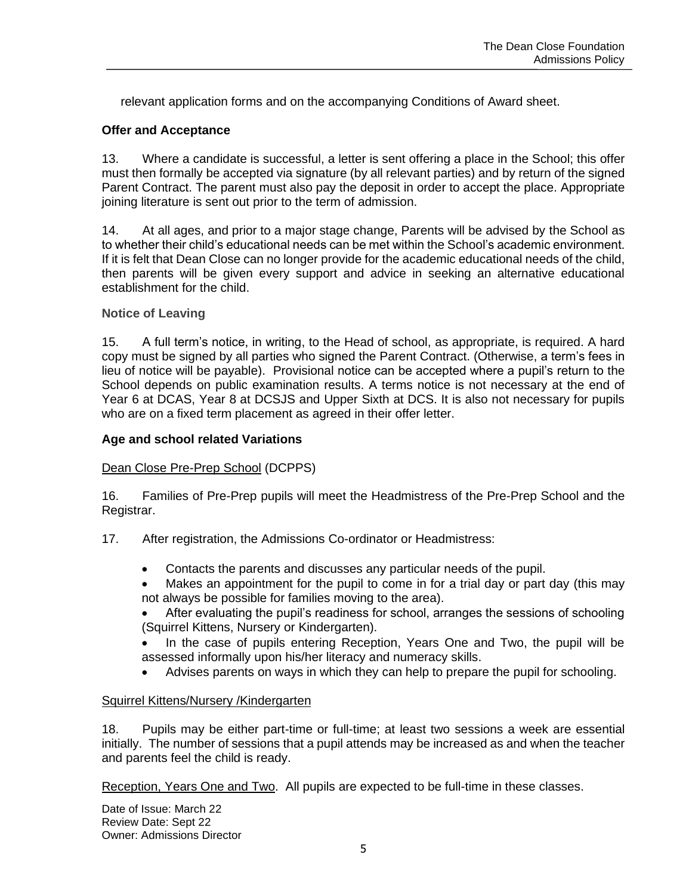relevant application forms and on the accompanying Conditions of Award sheet.

**Offer and Acceptance**

13. Where a candidate is successful, a letter is sent offering a place in the School; this offer must then formally be accepted via signature (by all relevant parties) and by return of the signed Parent Contract. The parent must also pay the deposit in order to accept the place. Appropriate joining literature is sent out prior to the term of admission.

14. At all ages, and prior to a major stage change, Parents will be advised by the School as to whether their child's educational needs can be met within the School's academic environment. If it is felt that Dean Close can no longer provide for the academic educational needs of the child, then parents will be given every support and advice in seeking an alternative educational establishment for the child.

**Notice of Leaving**

15. A full term's notice, in writing, to the Head of school, as appropriate, is required. A hard copy must be signed by all parties who signed the Parent Contract. (Otherwise, a term's fees in lieu of notice will be payable). Provisional notice can be accepted where a pupil's return to the School depends on public examination results. A terms notice is not necessary at the end of Year 6 at DCAS, Year 8 at DCSJS and Upper Sixth at DCS. It is also not necessary for pupils who are on a fixed term placement as agreed in their offer letter.

**Age and school related Variations**

Dean Close Pre-Prep School (DCPPS)

16. Families of Pre-Prep pupils will meet the Headmistress of the Pre-Prep School and the Registrar.

17. After registration, the Admissions Co-ordinator or Headmistress:

- Contacts the parents and discusses any particular needs of the pupil.
- Makes an appointment for the pupil to come in for a trial day or part day (this may not always be possible for families moving to the area).
- After evaluating the pupil's readiness for school, arranges the sessions of schooling (Squirrel Kittens, Nursery or Kindergarten).
- In the case of pupils entering Reception, Years One and Two, the pupil will be assessed informally upon his/her literacy and numeracy skills.
- Advises parents on ways in which they can help to prepare the pupil for schooling.

Squirrel Kittens/Nursery /Kindergarten

18. Pupils may be either part-time or full-time; at least two sessions a week are essential initially. The number of sessions that a pupil attends may be increased as and when the teacher and parents feel the child is ready.

Reception, Years One and Two. All pupils are expected to be full-time in these classes.

Date of Issue: March 22
Review Date: Sept 22
Owner: Admissions Director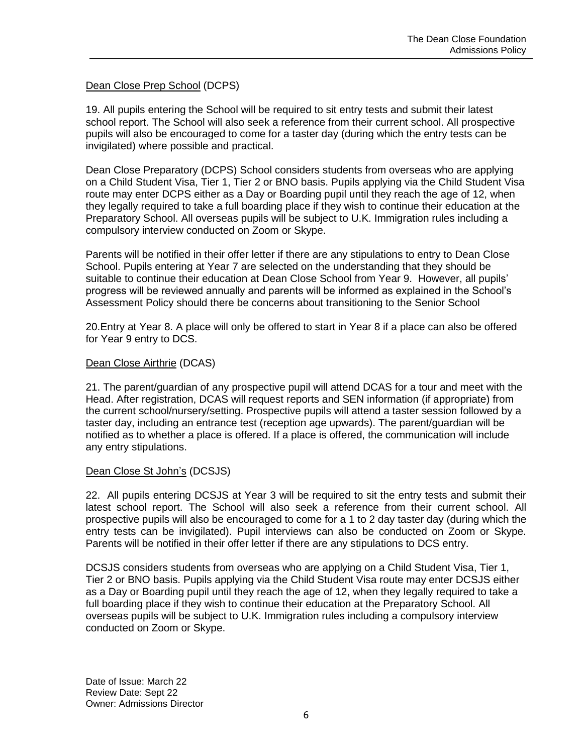Dean Close Prep School (DCPS)

19. All pupils entering the School will be required to sit entry tests and submit their latest school report. The School will also seek a reference from their current school. All prospective pupils will also be encouraged to come for a taster day (during which the entry tests can be invigilated) where possible and practical.

Dean Close Preparatory (DCPS) School considers students from overseas who are applying on a Child Student Visa, Tier 1, Tier 2 or BNO basis. Pupils applying via the Child Student Visa route may enter DCPS either as a Day or Boarding pupil until they reach the age of 12, when they legally required to take a full boarding place if they wish to continue their education at the Preparatory School. All overseas pupils will be subject to U.K. Immigration rules including a compulsory interview conducted on Zoom or Skype.

Parents will be notified in their offer letter if there are any stipulations to entry to Dean Close School. Pupils entering at Year 7 are selected on the understanding that they should be suitable to continue their education at Dean Close School from Year 9. However, all pupils' progress will be reviewed annually and parents will be informed as explained in the School's Assessment Policy should there be concerns about transitioning to the Senior School

20.Entry at Year 8. A place will only be offered to start in Year 8 if a place can also be offered for Year 9 entry to DCS.

Dean Close Airthrie (DCAS)

21. The parent/guardian of any prospective pupil will attend DCAS for a tour and meet with the Head. After registration, DCAS will request reports and SEN information (if appropriate) from the current school/nursery/setting. Prospective pupils will attend a taster session followed by a taster day, including an entrance test (reception age upwards). The parent/guardian will be notified as to whether a place is offered. If a place is offered, the communication will include any entry stipulations.

Dean Close St John's (DCSJS)

22. All pupils entering DCSJS at Year 3 will be required to sit the entry tests and submit their latest school report. The School will also seek a reference from their current school. All prospective pupils will also be encouraged to come for a 1 to 2 day taster day (during which the entry tests can be invigilated). Pupil interviews can also be conducted on Zoom or Skype. Parents will be notified in their offer letter if there are any stipulations to DCS entry.

DCSJS considers students from overseas who are applying on a Child Student Visa, Tier 1, Tier 2 or BNO basis. Pupils applying via the Child Student Visa route may enter DCSJS either as a Day or Boarding pupil until they reach the age of 12, when they legally required to take a full boarding place if they wish to continue their education at the Preparatory School. All overseas pupils will be subject to U.K. Immigration rules including a compulsory interview conducted on Zoom or Skype.

Date of Issue: March 22
Review Date: Sept 22
Owner: Admissions Director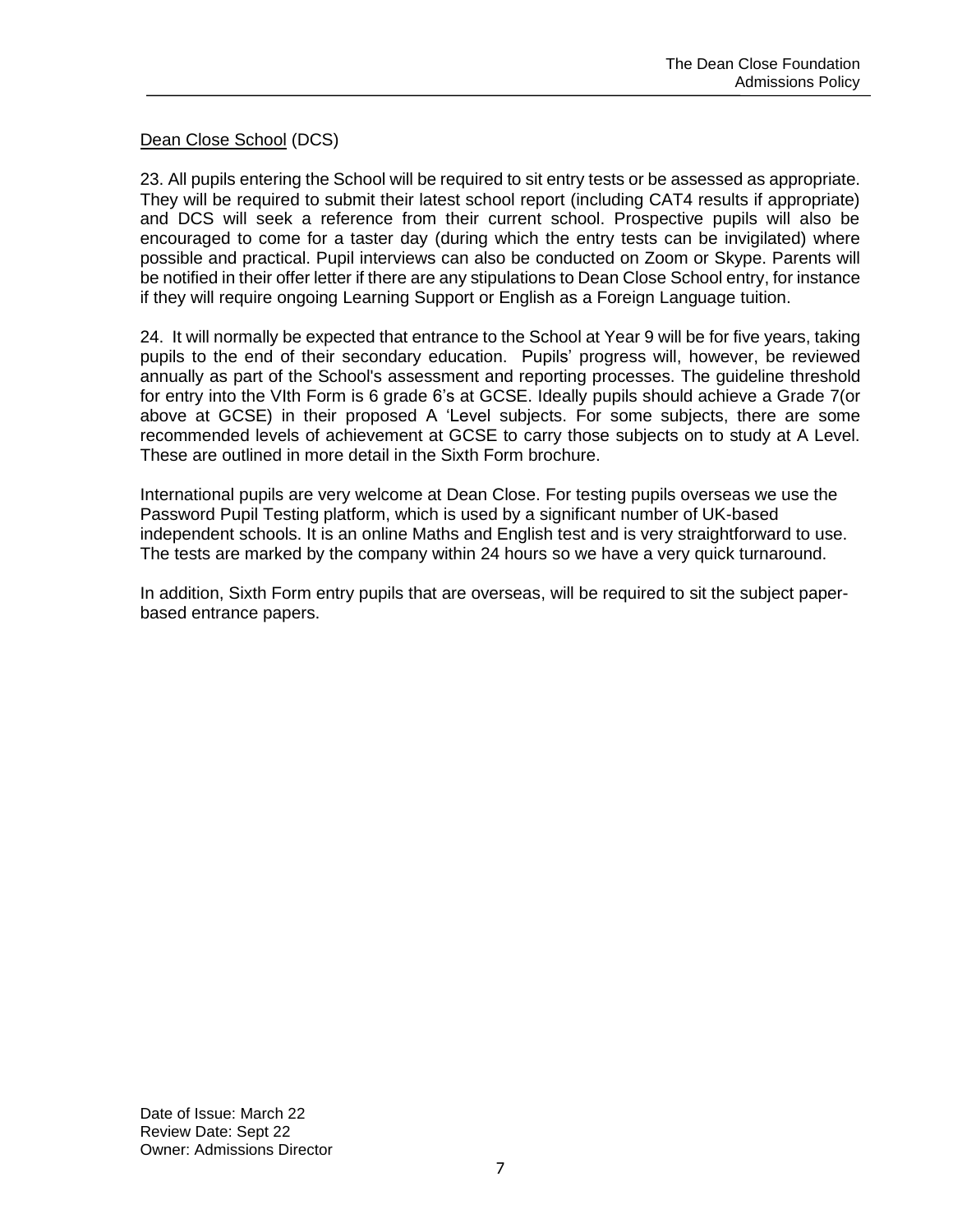Dean Close School (DCS)

23. All pupils entering the School will be required to sit entry tests or be assessed as appropriate. They will be required to submit their latest school report (including CAT4 results if appropriate) and DCS will seek a reference from their current school. Prospective pupils will also be encouraged to come for a taster day (during which the entry tests can be invigilated) where possible and practical. Pupil interviews can also be conducted on Zoom or Skype. Parents will be notified in their offer letter if there are any stipulations to Dean Close School entry, for instance if they will require ongoing Learning Support or English as a Foreign Language tuition.

24. It will normally be expected that entrance to the School at Year 9 will be for five years, taking pupils to the end of their secondary education. Pupils' progress will, however, be reviewed annually as part of the School's assessment and reporting processes. The guideline threshold for entry into the VIth Form is 6 grade 6's at GCSE. Ideally pupils should achieve a Grade 7(or above at GCSE) in their proposed A 'Level subjects. For some subjects, there are some recommended levels of achievement at GCSE to carry those subjects on to study at A Level. These are outlined in more detail in the Sixth Form brochure.

International pupils are very welcome at Dean Close. For testing pupils overseas we use the Password Pupil Testing platform, which is used by a significant number of UK-based independent schools. It is an online Maths and English test and is very straightforward to use. The tests are marked by the company within 24 hours so we have a very quick turnaround.

In addition, Sixth Form entry pupils that are overseas, will be required to sit the subject paper-based entrance papers.

Date of Issue: March 22
Review Date: Sept 22
Owner: Admissions Director